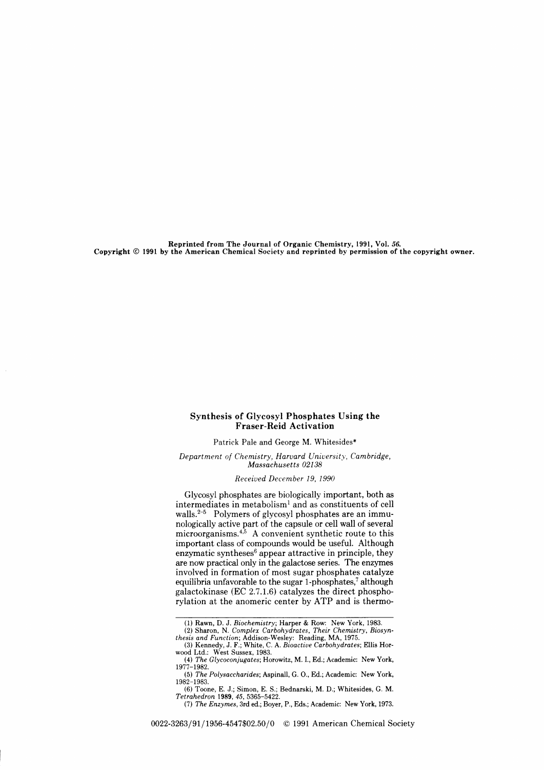Reprinted from The Journal of Organic Chemistry, 1991, Vol. 56.
Copyright © 1991 by the American Chemical Society and reprinted by permission of the copyright owner.

# Synthesis of Glycosyl Phosphates Using the Fraser-Reid Activation

Patrick Pale and George M. Whitesides*

*Department of Chemistry, Harvard University, Cambridge, Massachusetts 02138*

*Received December 19, 1990*

Glycosyl phosphates are biologically important, both as intermediates in metabolism[1] and as constituents of cell walls.[2-5] Polymers of glycosyl phosphates are an immunologically active part of the capsule or cell wall of several microorganisms.[4,5] A convenient synthetic route to this important class of compounds would be useful. Although enzymatic syntheses[6] appear attractive in principle, they are now practical only in the galactose series. The enzymes involved in formation of most sugar phosphates catalyze equilibria unfavorable to the sugar 1-phosphates,[7] although galactokinase (EC 2.7.1.6) catalyzes the direct phosphorylation at the anomeric center by ATP and is thermo-

(1) Rawn, D. J. *Biochemistry*; Harper & Row: New York, 1983.

(2) Sharon, N. *Complex Carbohydrates, Their Chemistry, Biosynthesis and Function*; Addison-Wesley: Reading, MA, 1975.

(3) Kennedy, J. F.; White, C. A. *Bioactive Carbohydrates*; Ellis Horwood Ltd.: West Sussex, 1983.

(4) *The Glycoconjugates*; Horowitz, M. I., Ed.; Academic: New York, 1977–1982.

(5) *The Polysaccharides*; Aspinall, G. O., Ed.; Academic: New York, 1982–1983.

(6) Toone, E. J.; Simon, E. S.; Bednarski, M. D.; Whitesides, G. M. *Tetrahedron* **1989**, *45*, 5365–5422.

(7) *The Enzymes*, 3rd ed.; Boyer, P., Eds.; Academic: New York, 1973.

0022-3263/91/1956-4547$02.50/0 © 1991 American Chemical Society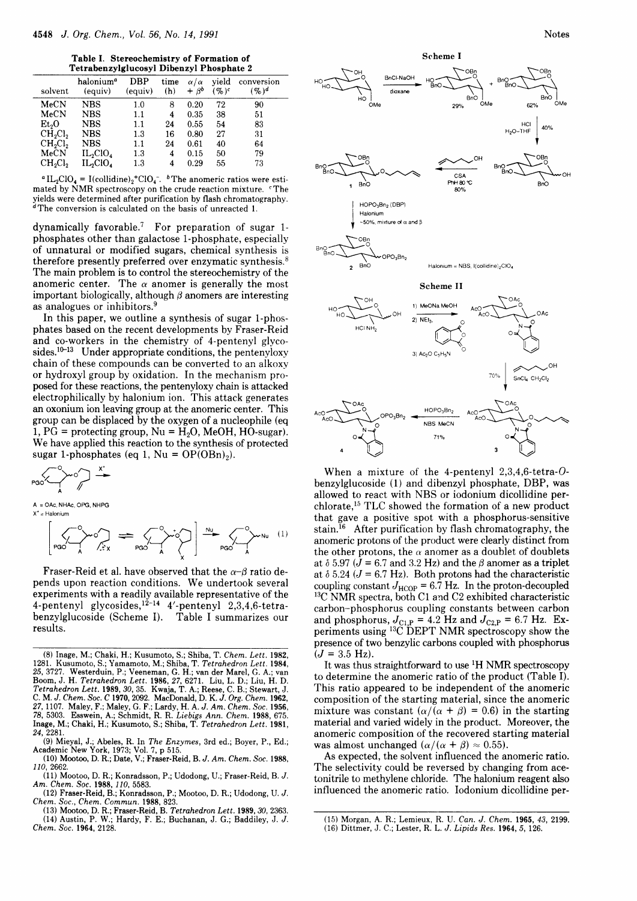**Table I. Stereochemistry of Formation of Tetrabenzylglucosyl Dibenzyl Phosphate 2**

| solvent | halonium[a] (equiv) | DBP (equiv) | time (h) | $\alpha/\alpha + \beta$[b] | yield (%)[c] | conversion (%)[d] |
|---|---|---|---|---|---|---|
| MeCN | NBS | 1.0 | 8 | 0.20 | 72 | 90 |
| MeCN | NBS | 1.1 | 4 | 0.35 | 38 | 51 |
| $Et_2O$ | NBS | 1.1 | 24 | 0.55 | 54 | 83 |
| $CH_2Cl_2$ | NBS | 1.3 | 16 | 0.80 | 27 | 31 |
| $CH_2Cl_2$ | NBS | 1.1 | 24 | 0.61 | 40 | 64 |
| MeCN | $IL_2ClO_4$ | 1.3 | 4 | 0.15 | 50 | 79 |
| $CH_2Cl_2$ | $IL_2ClO_4$ | 1.3 | 4 | 0.29 | 55 | 73 |

[a] $IL_2ClO_4$ = I(collidine)$_2^+ClO_4^-$. [b] The anomeric ratios were estimated by NMR spectroscopy on the crude reaction mixture. [c] The yields were determined after purification by flash chromatography. [d] The conversion is calculated on the basis of unreacted 1.

dynamically favorable.[7] For preparation of sugar 1-phosphates other than galactose 1-phosphate, especially of unnatural or modified sugars, chemical synthesis is therefore presently preferred over enzymatic synthesis.[8] The main problem is to control the stereochemistry of the anomeric center. The $\alpha$ anomer is generally the most important biologically, although $\beta$ anomers are interesting as analogues or inhibitors.[9]

In this paper, we outline a synthesis of sugar 1-phosphates based on the recent developments by Fraser-Reid and co-workers in the chemistry of 4-pentenyl glycosides.[10-13] Under appropriate conditions, the pentenyloxy chain of these compounds can be converted to an alkoxy or hydroxyl group by oxidation. In the mechanism proposed for these reactions, the pentenyloxy chain is attacked electrophilically by halonium ion. This attack generates an oxonium ion leaving group at the anomeric center. This group can be displaced by the oxygen of a nucleophile (eq 1, PG = protecting group, Nu = $H_2O$, MeOH, HO-sugar). We have applied this reaction to the synthesis of protected sugar 1-phosphates (eq 1, Nu = OP(OBn)$_2$).

A = OAc, NHAc, OPG, NHPG
X$^+$ = Halonium

(1)

Fraser-Reid et al. have observed that the $\alpha$–$\beta$ ratio depends upon reaction conditions. We undertook several experiments with a readily available representative of the 4-pentenyl glycosides,[12-14] 4′-pentenyl 2,3,4,6-tetrabenzylglucoside (Scheme I). Table I summarizes our results.

**Scheme I**

BnCl-NaOH, dioxane: 29%, 62%; HCl, $H_2O$-THF, 40%; CSA, PhH 80 °C, 80%; $HOPO_3Bn_2$ (DBP), Halonium, ~50%, mixture of $\alpha$ and $\beta$

Halonium = NBS, I(collidine)$_2ClO_4$

**Scheme II**

1) MeONa MeOH 2) $NEt_3$, 3) $Ac_2O$ $C_5H_5N$; $SnCl_4$ $CH_2Cl_2$, 70%; $HOPO_3Bn_2$, NBS MeCN, 71%

When a mixture of the 4-pentenyl 2,3,4,6-tetra-O-benzylglucoside (1) and dibenzyl phosphate, DBP, was allowed to react with NBS or iodonium dicollidine perchlorate,[15] TLC showed the formation of a new product that gave a positive spot with a phosphorus-sensitive stain.[16] After purification by flash chromatography, the anomeric protons of the product were clearly distinct from the other protons, the $\alpha$ anomer as a doublet of doublets at $\delta$ 5.97 ($J$ = 6.7 and 3.2 Hz) and the $\beta$ anomer as a triplet at $\delta$ 5.24 ($J$ = 6.7 Hz). Both protons had the characteristic coupling constant $J_{HCOP}$ = 6.7 Hz. In the proton-decoupled $^{13}C$ NMR spectra, both C1 and C2 exhibited characteristic carbon–phosphorus coupling constants between carbon and phosphorus, $J_{C1,P}$ = 4.2 Hz and $J_{C2,P}$ = 6.7 Hz. Experiments using $^{13}C$ DEPT NMR spectroscopy show the presence of two benzylic carbons coupled with phosphorus ($J$ = 3.5 Hz).

It was thus straightforward to use $^1H$ NMR spectroscopy to determine the anomeric ratio of the product (Table I). This ratio appeared to be independent of the anomeric composition of the starting material, since the anomeric mixture was constant ($\alpha/(\alpha + \beta)$ = 0.6) in the starting material and varied widely in the product. Moreover, the anomeric composition of the recovered starting material was almost unchanged ($\alpha/(\alpha + \beta) \approx 0.55$).

As expected, the solvent influenced the anomeric ratio. The selectivity could be reversed by changing from acetonitrile to methylene chloride. The halonium reagent also influenced the anomeric ratio. Iodonium dicollidine per-

(8) Inage, M.; Chaki, H.; Kusumoto, S.; Shiba, T. Chem. Lett. 1982, 1281. Kusumoto, S.; Yamamoto, M.; Shiba, T. Tetrahedron Lett. 1984, 25, 3727. Westerduin, P.; Veeneman, G. H.; van der Marel, G. A.; van Boom, J. H. Tetrahedron Lett. 1986, 27, 6271. Liu, L. D.; Liu, H. D. Tetrahedron Lett. 1989, 30, 35. Kwaja, T. A.; Reese, C. B.; Stewart, J. C. M. J. Chem. Soc. C 1970, 2092. MacDonald, D. K. J. Org. Chem. 1962, 27, 1107. Maley, F.; Maley, G. F.; Lardy, H. A. J. Am. Chem. Soc. 1956, 78, 5303. Esswein, A.; Schmidt, R. R. Liebigs Ann. Chem. 1988, 675. Inage, M.; Chaki, H.; Kusumoto, S.; Shiba, T. Tetrahedron Lett. 1981, 24, 2281.

(9) Mieyal, J.; Abeles, R. In The Enzymes, 3rd ed.; Boyer, P., Ed.; Academic New York, 1973; Vol. 7, p 515.

(10) Mootoo, D. R.; Date, V.; Fraser-Reid, B. J. Am. Chem. Soc. 1988, 110, 2662.

(11) Mootoo, D. R.; Konradsson, P.; Udodong, U.; Fraser-Reid, B. J. Am. Chem. Soc. 1988, 110, 5583.

(12) Fraser-Reid, B.; Konradsson, P.; Mootoo, D. R.; Udodong, U. J. Chem. Soc., Chem. Commun. 1988, 823.

(13) Mootoo, D. R.; Fraser-Reid, B. Tetrahedron Lett. 1989, 30, 2363.

(14) Austin, P. W.; Hardy, F. E.; Buchanan, J. G.; Baddiley, J. J. Chem. Soc. 1964, 2128.

(15) Morgan, A. R.; Lemieux, R. U. Can. J. Chem. 1965, 43, 2199.

(16) Dittmer, J. C.; Lester, R. L. J. Lipids Res. 1964, 5, 126.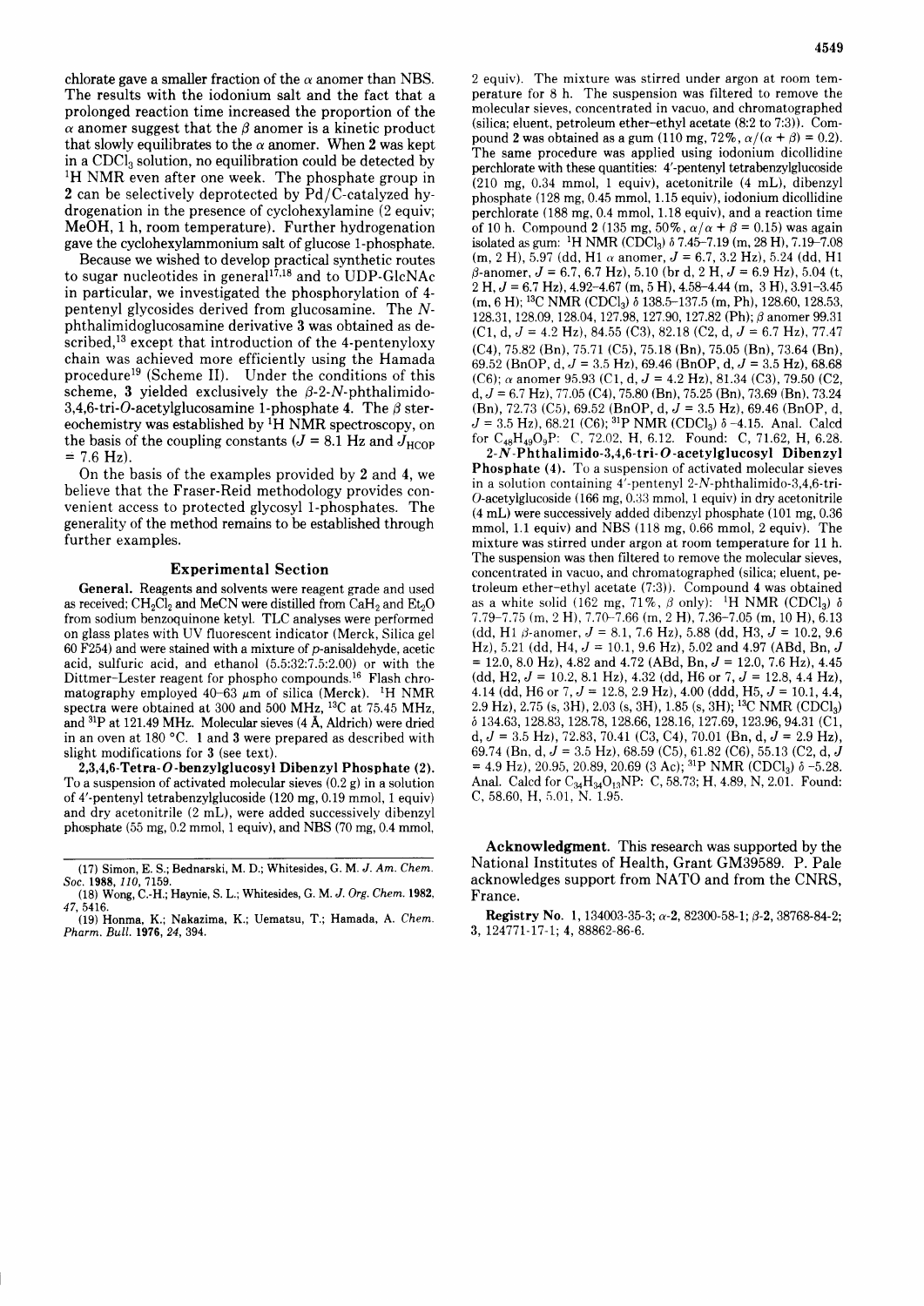chlorate gave a smaller fraction of the α anomer than NBS. The results with the iodonium salt and the fact that a prolonged reaction time increased the proportion of the α anomer suggest that the β anomer is a kinetic product that slowly equilibrates to the α anomer. When **2** was kept in a $CDCl_3$ solution, no equilibration could be detected by $^1$H NMR even after one week. The phosphate group in **2** can be selectively deprotected by Pd/C-catalyzed hydrogenation in the presence of cyclohexylamine (2 equiv; MeOH, 1 h, room temperature). Further hydrogenation gave the cyclohexylammonium salt of glucose 1-phosphate.

Because we wished to develop practical synthetic routes to sugar nucleotides in general[17,18] and to UDP-GlcNAc in particular, we investigated the phosphorylation of 4-pentenyl glycosides derived from glucosamine. The *N*-phthalimidoglucosamine derivative **3** was obtained as described,[13] except that introduction of the 4-pentenyloxy chain was achieved more efficiently using the Hamada procedure[19] (Scheme II). Under the conditions of this scheme, **3** yielded exclusively the β-2-*N*-phthalimido-3,4,6-tri-*O*-acetylglucosamine 1-phosphate **4**. The β stereochemistry was established by $^1$H NMR spectroscopy, on the basis of the coupling constants ($J$ = 8.1 Hz and $J_{HCOP}$ = 7.6 Hz).

On the basis of the examples provided by **2** and **4**, we believe that the Fraser-Reid methodology provides convenient access to protected glycosyl 1-phosphates. The generality of the method remains to be established through further examples.

## Experimental Section

**General.** Reagents and solvents were reagent grade and used as received; $CH_2Cl_2$ and MeCN were distilled from $CaH_2$ and $Et_2O$ from sodium benzoquinone ketyl. TLC analyses were performed on glass plates with UV fluorescent indicator (Merck, Silica gel 60 F254) and were stained with a mixture of *p*-anisaldehyde, acetic acid, sulfuric acid, and ethanol (5.5:32:7.5:2.00) or with the Dittmer–Lester reagent for phospho compounds.[16] Flash chromatography employed 40–63 μm of silica (Merck). $^1$H NMR spectra were obtained at 300 and 500 MHz, $^{13}$C at 75.45 MHz, and $^{31}$P at 121.49 MHz. Molecular sieves (4 Å, Aldrich) were dried in an oven at 180 °C. **1** and **3** were prepared as described with slight modifications for **3** (see text).

**2,3,4,6-Tetra-*O*-benzylglucosyl Dibenzyl Phosphate (2).** To a suspension of activated molecular sieves (0.2 g) in a solution of 4'-pentenyl tetrabenzylglucoside (120 mg, 0.19 mmol, 1 equiv) and dry acetonitrile (2 mL), were added successively dibenzyl phosphate (55 mg, 0.2 mmol, 1 equiv), and NBS (70 mg, 0.4 mmol, 2 equiv). The mixture was stirred under argon at room temperature for 8 h. The suspension was filtered to remove the molecular sieves, concentrated in vacuo, and chromatographed (silica; eluent, petroleum ether–ethyl acetate (8:2 to 7:3)). Compound **2** was obtained as a gum (110 mg, 72%, α/(α + β) = 0.2). The same procedure was applied using iodonium dicollidine perchlorate with these quantities: 4'-pentenyl tetrabenzylglucoside (210 mg, 0.34 mmol, 1 equiv), acetonitrile (4 mL), dibenzyl phosphate (128 mg, 0.45 mmol, 1.15 equiv), iodonium dicollidine perchlorate (188 mg, 0.4 mmol, 1.18 equiv), and a reaction time of 10 h. Compound **2** (135 mg, 50%, α/α + β = 0.15) was again isolated as gum: $^1$H NMR ($CDCl_3$) δ 7.45–7.19 (m, 28 H), 7.19–7.08 (m, 2 H), 5.97 (dd, H1 α anomer, $J$ = 6.7, 3.2 Hz), 5.24 (dd, H1 β-anomer, $J$ = 6.7, 6.7 Hz), 5.10 (br d, 2 H, $J$ = 6.9 Hz), 5.04 (t, 2 H, $J$ = 6.7 Hz), 4.92–4.67 (m, 5 H), 4.58–4.44 (m, 3 H), 3.91–3.45 (m, 6 H); $^{13}$C NMR ($CDCl_3$) δ 138.5–137.5 (m, Ph), 128.60, 128.53, 128.31, 128.09, 128.04, 127.98, 127.90, 127.82 (Ph); β anomer 99.31 (C1, d, $J$ = 4.2 Hz), 84.55 (C3), 82.18 (C2, d, $J$ = 6.7 Hz), 77.47 (C4), 75.82 (Bn), 75.71 (C5), 75.18 (Bn), 75.05 (Bn), 73.64 (Bn), 69.52 (BnOP, d, $J$ = 3.5 Hz), 69.46 (BnOP, d, $J$ = 3.5 Hz), 68.68 (C6); α anomer 95.93 (C1, d, $J$ = 4.2 Hz), 81.34 (C3), 79.50 (C2, d, $J$ = 6.7 Hz), 77.05 (C4), 75.80 (Bn), 75.25 (Bn), 73.69 (Bn), 73.24 (Bn), 72.73 (C5), 69.52 (BnOP, d, $J$ = 3.5 Hz), 69.46 (BnOP, d, $J$ = 3.5 Hz), 68.21 (C6); $^{31}$P NMR ($CDCl_3$) δ –4.15. Anal. Calcd for $C_{48}H_{49}O_9P$: C, 72.02, H, 6.12. Found: C, 71.62, H, 6.28.

**2-*N*-Phthalimido-3,4,6-tri-*O*-acetylglucosyl Dibenzyl Phosphate (4).** To a suspension of activated molecular sieves in a solution containing 4'-pentenyl 2-*N*-phthalimido-3,4,6-tri-*O*-acetylglucoside (166 mg, 0.33 mmol, 1 equiv) in dry acetonitrile (4 mL) were successively added dibenzyl phosphate (101 mg, 0.36 mmol, 1.1 equiv) and NBS (118 mg, 0.66 mmol, 2 equiv). The mixture was stirred under argon at room temperature for 11 h. The suspension was then filtered to remove the molecular sieves, concentrated in vacuo, and chromatographed (silica; eluent, petroleum ether–ethyl acetate (7:3)). Compound **4** was obtained as a white solid (162 mg, 71%, β only): $^1$H NMR ($CDCl_3$) δ 7.79–7.75 (m, 2 H), 7.70–7.66 (m, 2 H), 7.36–7.05 (m, 10 H), 6.13 (dd, H1 β-anomer, $J$ = 8.1, 7.6 Hz), 5.88 (dd, H3, $J$ = 10.2, 9.6 Hz), 5.21 (dd, H4, $J$ = 10.1, 9.6 Hz), 5.02 and 4.97 (ABd, Bn, $J$ = 12.0, 8.0 Hz), 4.82 and 4.72 (ABd, Bn, $J$ = 12.0, 7.6 Hz), 4.45 (dd, H2, $J$ = 10.2, 8.1 Hz), 4.32 (dd, H6 or 7, $J$ = 12.8, 4.4 Hz), 4.14 (dd, H6 or 7, $J$ = 12.8, 2.9 Hz), 4.00 (ddd, H5, $J$ = 10.1, 4.4, 2.9 Hz), 2.75 (s, 3H), 2.03 (s, 3H), 1.85 (s, 3H); $^{13}$C NMR ($CDCl_3$) δ 134.63, 128.83, 128.78, 128.66, 128.16, 127.69, 123.96, 94.31 (C1, d, $J$ = 3.5 Hz), 72.83, 70.41 (C3, C4), 70.01 (Bn, d, $J$ = 2.9 Hz), 69.74 (Bn, d, $J$ = 3.5 Hz), 68.59 (C5), 61.82 (C6), 55.13 (C2, d, $J$ = 4.9 Hz), 20.95, 20.89, 20.69 (3 Ac); $^{31}$P NMR ($CDCl_3$) δ –5.28. Anal. Calcd for $C_{34}H_{34}O_{13}NP$: C, 58.73; H, 4.89, N, 2.01. Found: C, 58.60, H, 5.01, N. 1.95.

**Acknowledgment.** This research was supported by the National Institutes of Health, Grant GM39589. P. Pale acknowledges support from NATO and from the CNRS, France.

**Registry No.** 1, 134003-35-3; α-2, 82300-58-1; β-2, 38768-84-2; 3, 124771-17-1; 4, 88862-86-6.

(17) Simon, E. S.; Bednarski, M. D.; Whitesides, G. M. *J. Am. Chem. Soc.* **1988**, *110*, 7159.

(18) Wong, C.-H.; Haynie, S. L.; Whitesides, G. M. *J. Org. Chem.* **1982**, *47*, 5416.

(19) Honma, K.; Nakazima, K.; Uematsu, T.; Hamada, A. *Chem. Pharm. Bull.* **1976**, *24*, 394.